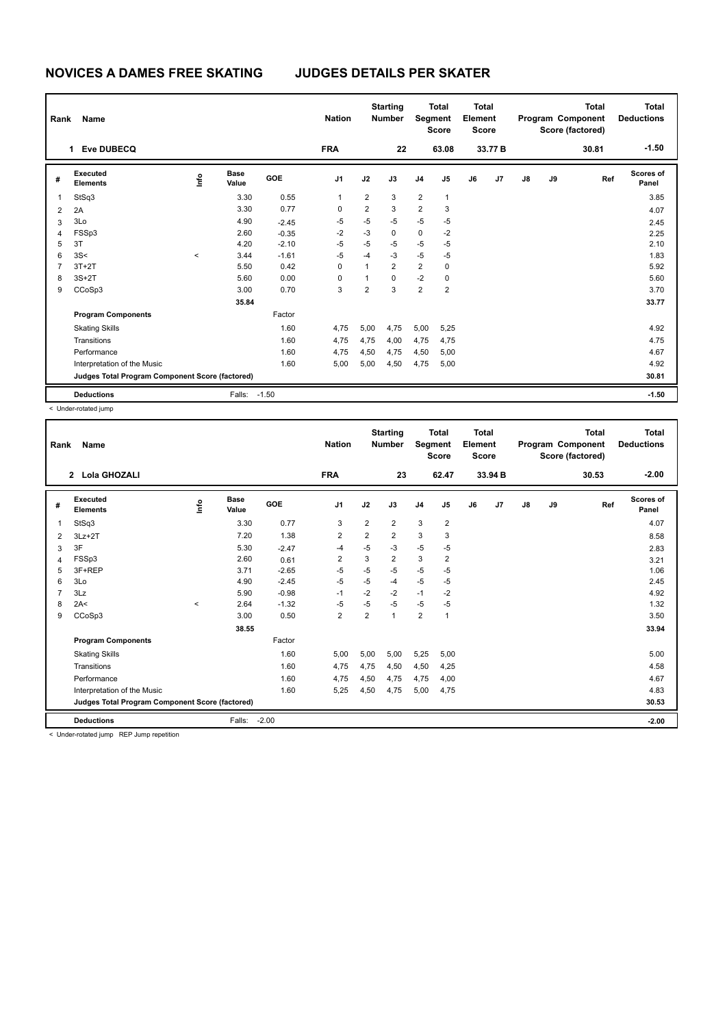# NOVICES A DAMES FREE SKATING JUDGES DETAILS PER SKATER

| Rank | Name | Nation | Starting Number | Total Segment Score | Total Element Score | Total Program Component Score (factored) | Total Deductions |
|---|---|---|---|---|---|---|---|
| 1 | Eve DUBECQ | FRA | 22 | 63.08 | 33.77 B | 30.81 | -1.50 |

| # | Executed Elements | Info | Base Value | GOE | J1 | J2 | J3 | J4 | J5 | J6 | J7 | J8 | J9 | Ref | Scores of Panel |
|---|---|---|---|---|---|---|---|---|---|---|---|---|---|---|---|
| 1 | StSq3 | | 3.30 | 0.55 | 1 | 2 | 3 | 2 | 1 | | | | | | 3.85 |
| 2 | 2A | | 3.30 | 0.77 | 0 | 2 | 3 | 2 | 3 | | | | | | 4.07 |
| 3 | 3Lo | | 4.90 | -2.45 | -5 | -5 | -5 | -5 | -5 | | | | | | 2.45 |
| 4 | FSSp3 | | 2.60 | -0.35 | -2 | -3 | 0 | 0 | -2 | | | | | | 2.25 |
| 5 | 3T | | 4.20 | -2.10 | -5 | -5 | -5 | -5 | -5 | | | | | | 2.10 |
| 6 | 3S< | < | 3.44 | -1.61 | -5 | -4 | -3 | -5 | -5 | | | | | | 1.83 |
| 7 | 3T+2T | | 5.50 | 0.42 | 0 | 1 | 2 | 2 | 0 | | | | | | 5.92 |
| 8 | 3S+2T | | 5.60 | 0.00 | 0 | 1 | 0 | -2 | 0 | | | | | | 5.60 |
| 9 | CCoSp3 | | 3.00 | 0.70 | 3 | 2 | 3 | 2 | 2 | | | | | | 3.70 |
| | | | 35.84 | | | | | | | | | | | | 33.77 |
| | **Program Components** | | | Factor | | | | | | | | | | | |
| | Skating Skills | | | 1.60 | 4,75 | 5,00 | 4,75 | 5,00 | 5,25 | | | | | | 4.92 |
| | Transitions | | | 1.60 | 4,75 | 4,75 | 4,00 | 4,75 | 4,75 | | | | | | 4.75 |
| | Performance | | | 1.60 | 4,75 | 4,50 | 4,75 | 4,50 | 5,00 | | | | | | 4.67 |
| | Interpretation of the Music | | | 1.60 | 5,00 | 5,00 | 4,50 | 4,75 | 5,00 | | | | | | 4.92 |
| | **Judges Total Program Component Score (factored)** | | | | | | | | | | | | | | 30.81 |
| | **Deductions** | | Falls: | -1.50 | | | | | | | | | | | -1.50 |

< Under-rotated jump

| Rank | Name | Nation | Starting Number | Total Segment Score | Total Element Score | Total Program Component Score (factored) | Total Deductions |
|---|---|---|---|---|---|---|---|
| 2 | Lola GHOZALI | FRA | 23 | 62.47 | 33.94 B | 30.53 | -2.00 |

| # | Executed Elements | Info | Base Value | GOE | J1 | J2 | J3 | J4 | J5 | J6 | J7 | J8 | J9 | Ref | Scores of Panel |
|---|---|---|---|---|---|---|---|---|---|---|---|---|---|---|---|
| 1 | StSq3 | | 3.30 | 0.77 | 3 | 2 | 2 | 3 | 2 | | | | | | 4.07 |
| 2 | 3Lz+2T | | 7.20 | 1.38 | 2 | 2 | 2 | 3 | 3 | | | | | | 8.58 |
| 3 | 3F | | 5.30 | -2.47 | -4 | -5 | -3 | -5 | -5 | | | | | | 2.83 |
| 4 | FSSp3 | | 2.60 | 0.61 | 2 | 3 | 2 | 3 | 2 | | | | | | 3.21 |
| 5 | 3F+REP | | 3.71 | -2.65 | -5 | -5 | -5 | -5 | -5 | | | | | | 1.06 |
| 6 | 3Lo | | 4.90 | -2.45 | -5 | -5 | -4 | -5 | -5 | | | | | | 2.45 |
| 7 | 3Lz | | 5.90 | -0.98 | -1 | -2 | -2 | -1 | -2 | | | | | | 4.92 |
| 8 | 2A< | < | 2.64 | -1.32 | -5 | -5 | -5 | -5 | -5 | | | | | | 1.32 |
| 9 | CCoSp3 | | 3.00 | 0.50 | 2 | 2 | 1 | 2 | 1 | | | | | | 3.50 |
| | | | 38.55 | | | | | | | | | | | | 33.94 |
| | **Program Components** | | | Factor | | | | | | | | | | | |
| | Skating Skills | | | 1.60 | 5,00 | 5,00 | 5,00 | 5,25 | 5,00 | | | | | | 5.00 |
| | Transitions | | | 1.60 | 4,75 | 4,75 | 4,50 | 4,50 | 4,25 | | | | | | 4.58 |
| | Performance | | | 1.60 | 4,75 | 4,50 | 4,75 | 4,75 | 4,00 | | | | | | 4.67 |
| | Interpretation of the Music | | | 1.60 | 5,25 | 4,50 | 4,75 | 5,00 | 4,75 | | | | | | 4.83 |
| | **Judges Total Program Component Score (factored)** | | | | | | | | | | | | | | 30.53 |
| | **Deductions** | | Falls: | -2.00 | | | | | | | | | | | -2.00 |

< Under-rotated jump REP Jump repetition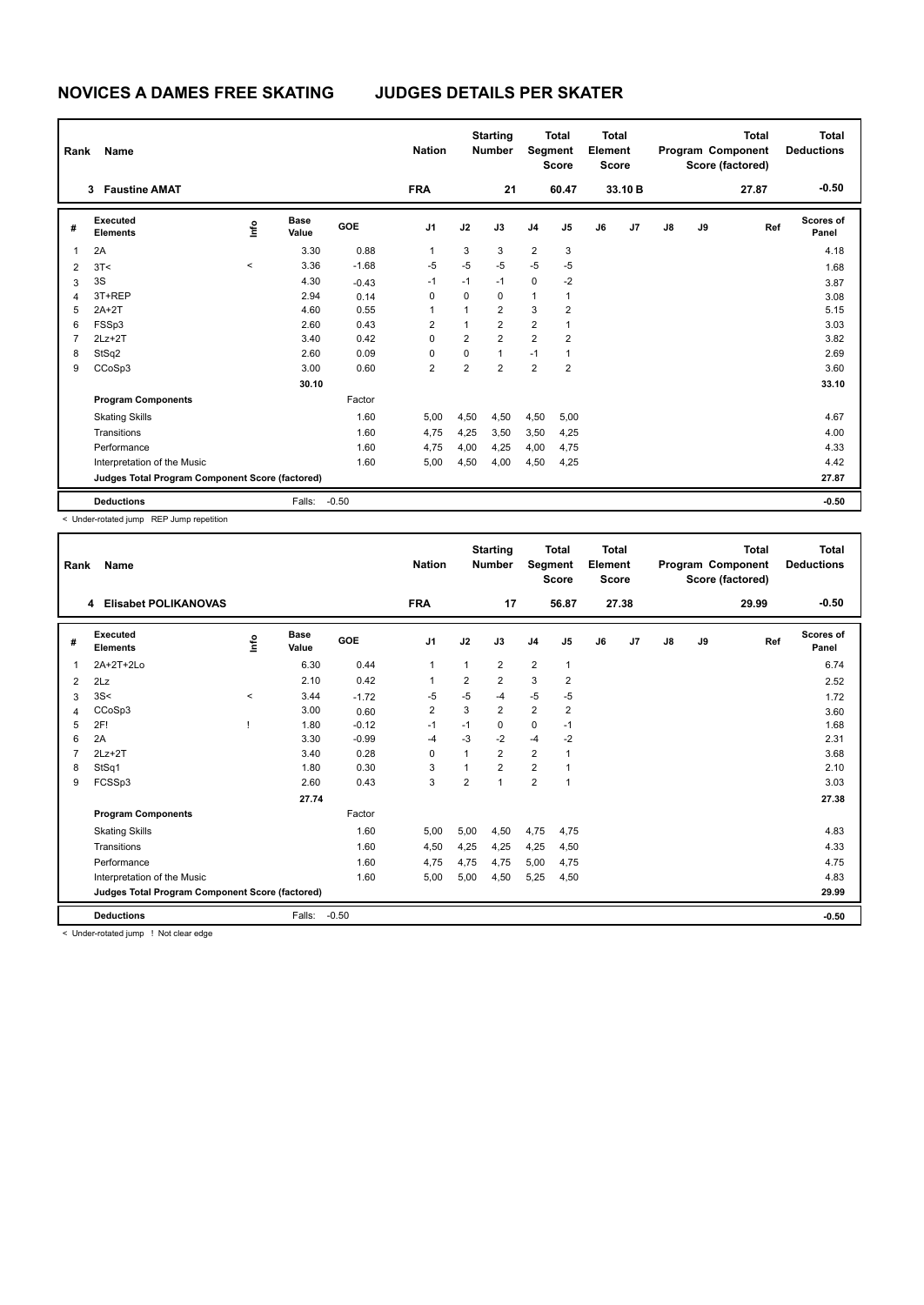# NOVICES A DAMES FREE SKATING    JUDGES DETAILS PER SKATER

| Rank | Name | Nation | Starting Number | Total Segment Score | Total Element Score | Total Program Component Score (factored) | Total Deductions |
|---|---|---|---|---|---|---|---|
| 3 | Faustine AMAT | FRA | 21 | 60.47 | 33.10 B | 27.87 | -0.50 |

| # | Executed Elements | Info | Base Value | GOE | J1 | J2 | J3 | J4 | J5 | J6 | J7 | J8 | J9 | Ref | Scores of Panel |
|---|---|---|---|---|---|---|---|---|---|---|---|---|---|---|---|
| 1 | 2A | | 3.30 | 0.88 | 1 | 3 | 3 | 2 | 3 | | | | | | 4.18 |
| 2 | 3T< | < | 3.36 | -1.68 | -5 | -5 | -5 | -5 | -5 | | | | | | 1.68 |
| 3 | 3S | | 4.30 | -0.43 | -1 | -1 | -1 | 0 | -2 | | | | | | 3.87 |
| 4 | 3T+REP | | 2.94 | 0.14 | 0 | 0 | 0 | 1 | 1 | | | | | | 3.08 |
| 5 | 2A+2T | | 4.60 | 0.55 | 1 | 1 | 2 | 3 | 2 | | | | | | 5.15 |
| 6 | FSSp3 | | 2.60 | 0.43 | 2 | 1 | 2 | 2 | 1 | | | | | | 3.03 |
| 7 | 2Lz+2T | | 3.40 | 0.42 | 0 | 2 | 2 | 2 | 2 | | | | | | 3.82 |
| 8 | StSq2 | | 2.60 | 0.09 | 0 | 0 | 1 | -1 | 1 | | | | | | 2.69 |
| 9 | CCoSp3 | | 3.00 | 0.60 | 2 | 2 | 2 | 2 | 2 | | | | | | 3.60 |
| | | | 30.10 | | | | | | | | | | | | 33.10 |
| | **Program Components** | | | Factor | | | | | | | | | | | |
| | Skating Skills | | | 1.60 | 5,00 | 4,50 | 4,50 | 4,50 | 5,00 | | | | | | 4.67 |
| | Transitions | | | 1.60 | 4,75 | 4,25 | 3,50 | 3,50 | 4,25 | | | | | | 4.00 |
| | Performance | | | 1.60 | 4,75 | 4,00 | 4,25 | 4,00 | 4,75 | | | | | | 4.33 |
| | Interpretation of the Music | | | 1.60 | 5,00 | 4,50 | 4,00 | 4,50 | 4,25 | | | | | | 4.42 |
| | **Judges Total Program Component Score (factored)** | | | | | | | | | | | | | | 27.87 |
| | **Deductions** | | Falls: | -0.50 | | | | | | | | | | | -0.50 |

< Under-rotated jump REP Jump repetition

| Rank | Name | Nation | Starting Number | Total Segment Score | Total Element Score | Total Program Component Score (factored) | Total Deductions |
|---|---|---|---|---|---|---|---|
| 4 | Elisabet POLIKANOVAS | FRA | 17 | 56.87 | 27.38 | 29.99 | -0.50 |

| # | Executed Elements | Info | Base Value | GOE | J1 | J2 | J3 | J4 | J5 | J6 | J7 | J8 | J9 | Ref | Scores of Panel |
|---|---|---|---|---|---|---|---|---|---|---|---|---|---|---|---|
| 1 | 2A+2T+2Lo | | 6.30 | 0.44 | 1 | 1 | 2 | 2 | 1 | | | | | | 6.74 |
| 2 | 2Lz | | 2.10 | 0.42 | 1 | 2 | 2 | 3 | 2 | | | | | | 2.52 |
| 3 | 3S< | < | 3.44 | -1.72 | -5 | -5 | -4 | -5 | -5 | | | | | | 1.72 |
| 4 | CCoSp3 | | 3.00 | 0.60 | 2 | 3 | 2 | 2 | 2 | | | | | | 3.60 |
| 5 | 2F! | ! | 1.80 | -0.12 | -1 | -1 | 0 | 0 | -1 | | | | | | 1.68 |
| 6 | 2A | | 3.30 | -0.99 | -4 | -3 | -2 | -4 | -2 | | | | | | 2.31 |
| 7 | 2Lz+2T | | 3.40 | 0.28 | 0 | 1 | 2 | 2 | 1 | | | | | | 3.68 |
| 8 | StSq1 | | 1.80 | 0.30 | 3 | 1 | 2 | 2 | 1 | | | | | | 2.10 |
| 9 | FCSSp3 | | 2.60 | 0.43 | 3 | 2 | 1 | 2 | 1 | | | | | | 3.03 |
| | | | 27.74 | | | | | | | | | | | | 27.38 |
| | **Program Components** | | | Factor | | | | | | | | | | | |
| | Skating Skills | | | 1.60 | 5,00 | 5,00 | 4,50 | 4,75 | 4,75 | | | | | | 4.83 |
| | Transitions | | | 1.60 | 4,50 | 4,25 | 4,25 | 4,25 | 4,50 | | | | | | 4.33 |
| | Performance | | | 1.60 | 4,75 | 4,75 | 4,75 | 5,00 | 4,75 | | | | | | 4.75 |
| | Interpretation of the Music | | | 1.60 | 5,00 | 5,00 | 4,50 | 5,25 | 4,50 | | | | | | 4.83 |
| | **Judges Total Program Component Score (factored)** | | | | | | | | | | | | | | 29.99 |
| | **Deductions** | | Falls: | -0.50 | | | | | | | | | | | -0.50 |

< Under-rotated jump ! Not clear edge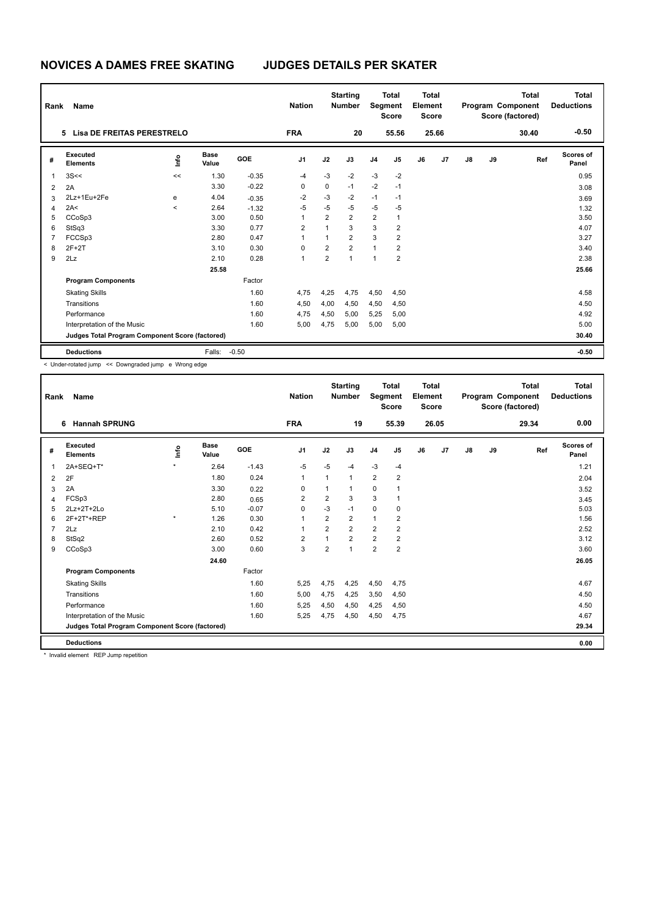# NOVICES A DAMES FREE SKATING JUDGES DETAILS PER SKATER

| Rank | Name | Nation | Starting Number | Total Segment Score | Total Element Score | Total Program Component Score (factored) | Total Deductions |
|---|---|---|---|---|---|---|---|
| 5 | Lisa DE FREITAS PERESTRELO | FRA | 20 | 55.56 | 25.66 | 30.40 | -0.50 |

| # | Executed Elements | Info | Base Value | GOE | J1 | J2 | J3 | J4 | J5 | J6 | J7 | J8 | J9 | Ref | Scores of Panel |
|---|---|---|---|---|---|---|---|---|---|---|---|---|---|---|---|
| 1 | 3S<< | << | 1.30 | -0.35 | -4 | -3 | -2 | -3 | -2 | | | | | | 0.95 |
| 2 | 2A | | 3.30 | -0.22 | 0 | 0 | -1 | -2 | -1 | | | | | | 3.08 |
| 3 | 2Lz+1Eu+2Fe | e | 4.04 | -0.35 | -2 | -3 | -2 | -1 | -1 | | | | | | 3.69 |
| 4 | 2A< | < | 2.64 | -1.32 | -5 | -5 | -5 | -5 | -5 | | | | | | 1.32 |
| 5 | CCoSp3 | | 3.00 | 0.50 | 1 | 2 | 2 | 2 | 1 | | | | | | 3.50 |
| 6 | StSq3 | | 3.30 | 0.77 | 2 | 1 | 3 | 3 | 2 | | | | | | 4.07 |
| 7 | FCCSp3 | | 2.80 | 0.47 | 1 | 1 | 2 | 3 | 2 | | | | | | 3.27 |
| 8 | 2F+2T | | 3.10 | 0.30 | 0 | 2 | 2 | 1 | 2 | | | | | | 3.40 |
| 9 | 2Lz | | 2.10 | 0.28 | 1 | 2 | 1 | 1 | 2 | | | | | | 2.38 |
| | | | 25.58 | | | | | | | | | | | | 25.66 |
| | **Program Components** | | | Factor | | | | | | | | | | | |
| | Skating Skills | | | 1.60 | 4,75 | 4,25 | 4,75 | 4,50 | 4,50 | | | | | | 4.58 |
| | Transitions | | | 1.60 | 4,50 | 4,00 | 4,50 | 4,50 | 4,50 | | | | | | 4.50 |
| | Performance | | | 1.60 | 4,75 | 4,50 | 5,00 | 5,25 | 5,00 | | | | | | 4.92 |
| | Interpretation of the Music | | | 1.60 | 5,00 | 4,75 | 5,00 | 5,00 | 5,00 | | | | | | 5.00 |
| | **Judges Total Program Component Score (factored)** | | | | | | | | | | | | | | 30.40 |
| | **Deductions** | | Falls: | -0.50 | | | | | | | | | | | -0.50 |

< Under-rotated jump << Downgraded jump e Wrong edge

| Rank | Name | Nation | Starting Number | Total Segment Score | Total Element Score | Total Program Component Score (factored) | Total Deductions |
|---|---|---|---|---|---|---|---|
| 6 | Hannah SPRUNG | FRA | 19 | 55.39 | 26.05 | 29.34 | 0.00 |

| # | Executed Elements | Info | Base Value | GOE | J1 | J2 | J3 | J4 | J5 | J6 | J7 | J8 | J9 | Ref | Scores of Panel |
|---|---|---|---|---|---|---|---|---|---|---|---|---|---|---|---|
| 1 | 2A+SEQ+T* | * | 2.64 | -1.43 | -5 | -5 | -4 | -3 | -4 | | | | | | 1.21 |
| 2 | 2F | | 1.80 | 0.24 | 1 | 1 | 1 | 2 | 2 | | | | | | 2.04 |
| 3 | 2A | | 3.30 | 0.22 | 0 | 1 | 1 | 0 | 1 | | | | | | 3.52 |
| 4 | FCSp3 | | 2.80 | 0.65 | 2 | 2 | 3 | 3 | 1 | | | | | | 3.45 |
| 5 | 2Lz+2T+2Lo | | 5.10 | -0.07 | 0 | -3 | -1 | 0 | 0 | | | | | | 5.03 |
| 6 | 2F+2T*+REP | * | 1.26 | 0.30 | 1 | 2 | 2 | 1 | 2 | | | | | | 1.56 |
| 7 | 2Lz | | 2.10 | 0.42 | 1 | 2 | 2 | 2 | 2 | | | | | | 2.52 |
| 8 | StSq2 | | 2.60 | 0.52 | 2 | 1 | 2 | 2 | 2 | | | | | | 3.12 |
| 9 | CCoSp3 | | 3.00 | 0.60 | 3 | 2 | 1 | 2 | 2 | | | | | | 3.60 |
| | | | 24.60 | | | | | | | | | | | | 26.05 |
| | **Program Components** | | | Factor | | | | | | | | | | | |
| | Skating Skills | | | 1.60 | 5,25 | 4,75 | 4,25 | 4,50 | 4,75 | | | | | | 4.67 |
| | Transitions | | | 1.60 | 5,00 | 4,75 | 4,25 | 3,50 | 4,50 | | | | | | 4.50 |
| | Performance | | | 1.60 | 5,25 | 4,50 | 4,50 | 4,25 | 4,50 | | | | | | 4.50 |
| | Interpretation of the Music | | | 1.60 | 5,25 | 4,75 | 4,50 | 4,50 | 4,75 | | | | | | 4.67 |
| | **Judges Total Program Component Score (factored)** | | | | | | | | | | | | | | 29.34 |
| | **Deductions** | | | | | | | | | | | | | | 0.00 |

* Invalid element REP Jump repetition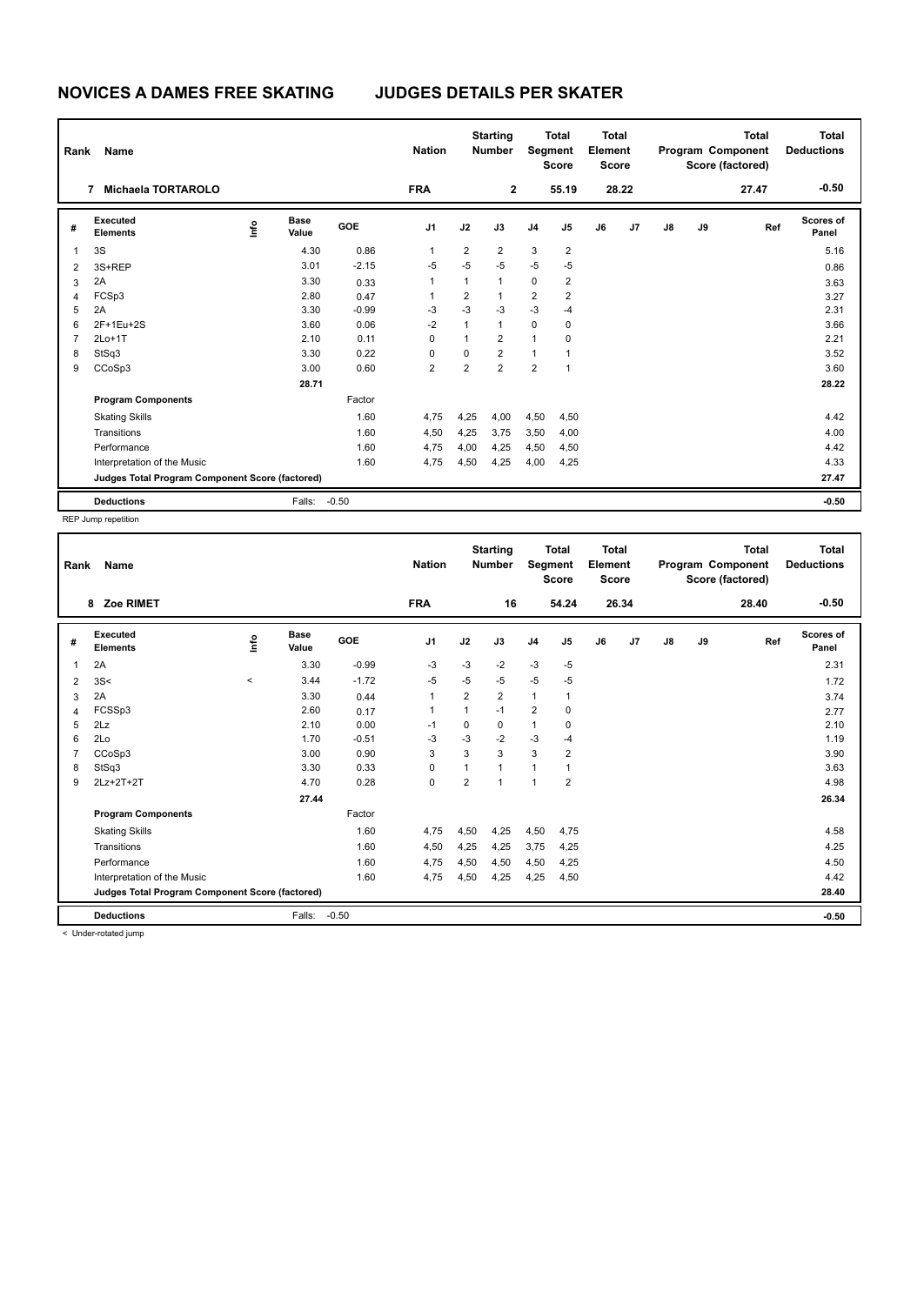# NOVICES A DAMES FREE SKATING JUDGES DETAILS PER SKATER

| Rank | Name | Nation | Starting Number | Total Segment Score | Total Element Score | Total Program Component Score (factored) | Total Deductions |
|---|---|---|---|---|---|---|---|
| 7 | Michaela TORTAROLO | FRA | 2 | 55.19 | 28.22 | 27.47 | -0.50 |

| # | Executed Elements | Info | Base Value | GOE | J1 | J2 | J3 | J4 | J5 | J6 | J7 | J8 | J9 | Ref | Scores of Panel |
|---|---|---|---|---|---|---|---|---|---|---|---|---|---|---|---|
| 1 | 3S | | 4.30 | 0.86 | 1 | 2 | 2 | 3 | 2 | | | | | | 5.16 |
| 2 | 3S+REP | | 3.01 | -2.15 | -5 | -5 | -5 | -5 | -5 | | | | | | 0.86 |
| 3 | 2A | | 3.30 | 0.33 | 1 | 1 | 1 | 0 | 2 | | | | | | 3.63 |
| 4 | FCSp3 | | 2.80 | 0.47 | 1 | 2 | 1 | 2 | 2 | | | | | | 3.27 |
| 5 | 2A | | 3.30 | -0.99 | -3 | -3 | -3 | -3 | -4 | | | | | | 2.31 |
| 6 | 2F+1Eu+2S | | 3.60 | 0.06 | -2 | 1 | 1 | 0 | 0 | | | | | | 3.66 |
| 7 | 2Lo+1T | | 2.10 | 0.11 | 0 | 1 | 2 | 1 | 0 | | | | | | 2.21 |
| 8 | StSq3 | | 3.30 | 0.22 | 0 | 0 | 2 | 1 | 1 | | | | | | 3.52 |
| 9 | CCoSp3 | | 3.00 | 0.60 | 2 | 2 | 2 | 2 | 1 | | | | | | 3.60 |
| | | | 28.71 | | | | | | | | | | | | 28.22 |
| | **Program Components** | | | Factor | | | | | | | | | | | |
| | Skating Skills | | | 1.60 | 4,75 | 4,25 | 4,00 | 4,50 | 4,50 | | | | | | 4.42 |
| | Transitions | | | 1.60 | 4,50 | 4,25 | 3,75 | 3,50 | 4,00 | | | | | | 4.00 |
| | Performance | | | 1.60 | 4,75 | 4,00 | 4,25 | 4,50 | 4,50 | | | | | | 4.42 |
| | Interpretation of the Music | | | 1.60 | 4,75 | 4,50 | 4,25 | 4,00 | 4,25 | | | | | | 4.33 |
| | **Judges Total Program Component Score (factored)** | | | | | | | | | | | | | | 27.47 |
| | **Deductions** | | Falls: | -0.50 | | | | | | | | | | | -0.50 |

REP Jump repetition

| Rank | Name | Nation | Starting Number | Total Segment Score | Total Element Score | Total Program Component Score (factored) | Total Deductions |
|---|---|---|---|---|---|---|---|
| 8 | Zoe RIMET | FRA | 16 | 54.24 | 26.34 | 28.40 | -0.50 |

| # | Executed Elements | Info | Base Value | GOE | J1 | J2 | J3 | J4 | J5 | J6 | J7 | J8 | J9 | Ref | Scores of Panel |
|---|---|---|---|---|---|---|---|---|---|---|---|---|---|---|---|
| 1 | 2A | | 3.30 | -0.99 | -3 | -3 | -2 | -3 | -5 | | | | | | 2.31 |
| 2 | 3S< | < | 3.44 | -1.72 | -5 | -5 | -5 | -5 | -5 | | | | | | 1.72 |
| 3 | 2A | | 3.30 | 0.44 | 1 | 2 | 2 | 1 | 1 | | | | | | 3.74 |
| 4 | FCSSp3 | | 2.60 | 0.17 | 1 | 1 | -1 | 2 | 0 | | | | | | 2.77 |
| 5 | 2Lz | | 2.10 | 0.00 | -1 | 0 | 0 | 1 | 0 | | | | | | 2.10 |
| 6 | 2Lo | | 1.70 | -0.51 | -3 | -3 | -2 | -3 | -4 | | | | | | 1.19 |
| 7 | CCoSp3 | | 3.00 | 0.90 | 3 | 3 | 3 | 3 | 2 | | | | | | 3.90 |
| 8 | StSq3 | | 3.30 | 0.33 | 0 | 1 | 1 | 1 | 1 | | | | | | 3.63 |
| 9 | 2Lz+2T+2T | | 4.70 | 0.28 | 0 | 2 | 1 | 1 | 2 | | | | | | 4.98 |
| | | | 27.44 | | | | | | | | | | | | 26.34 |
| | **Program Components** | | | Factor | | | | | | | | | | | |
| | Skating Skills | | | 1.60 | 4,75 | 4,50 | 4,25 | 4,50 | 4,75 | | | | | | 4.58 |
| | Transitions | | | 1.60 | 4,50 | 4,25 | 4,25 | 3,75 | 4,25 | | | | | | 4.25 |
| | Performance | | | 1.60 | 4,75 | 4,50 | 4,50 | 4,50 | 4,25 | | | | | | 4.50 |
| | Interpretation of the Music | | | 1.60 | 4,75 | 4,50 | 4,25 | 4,25 | 4,50 | | | | | | 4.42 |
| | **Judges Total Program Component Score (factored)** | | | | | | | | | | | | | | 28.40 |
| | **Deductions** | | Falls: | -0.50 | | | | | | | | | | | -0.50 |

< Under-rotated jump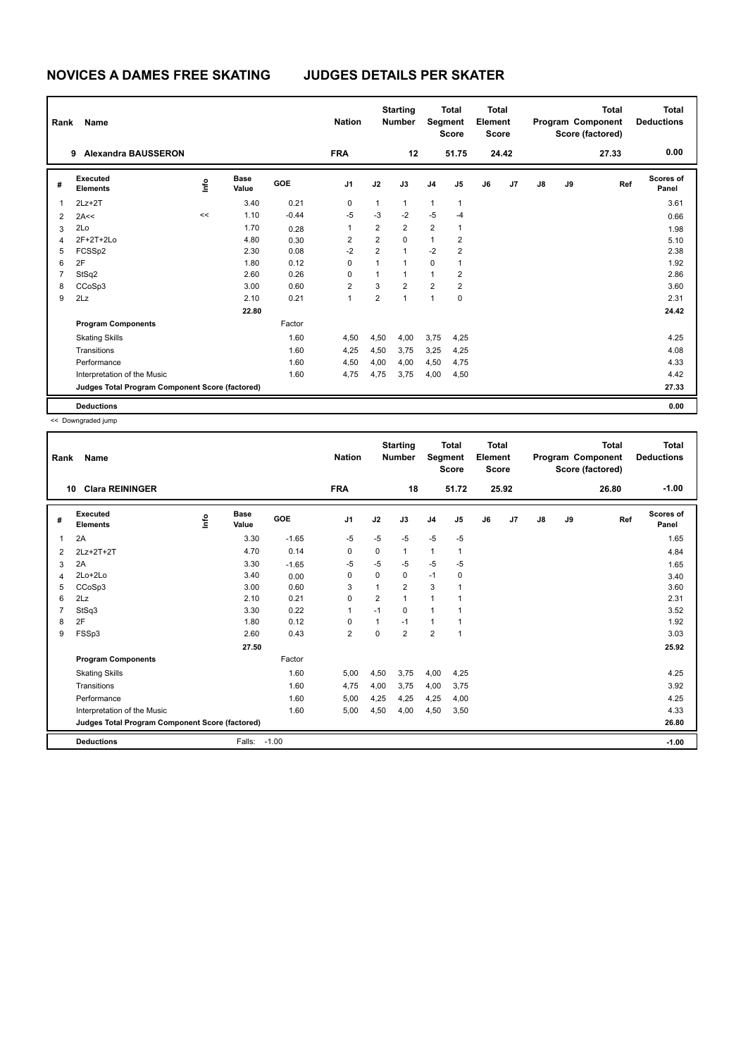# NOVICES A DAMES FREE SKATING JUDGES DETAILS PER SKATER

| Rank | Name | Nation | Starting Number | Total Segment Score | Total Element Score | Total Program Component Score (factored) | Total Deductions |
|---|---|---|---|---|---|---|---|
| 9 | Alexandra BAUSSERON | FRA | 12 | 51.75 | 24.42 | 27.33 | 0.00 |

| # | Executed Elements | Info | Base Value | GOE | J1 | J2 | J3 | J4 | J5 | J6 | J7 | J8 | J9 | Ref | Scores of Panel |
|---|---|---|---|---|---|---|---|---|---|---|---|---|---|---|---|
| 1 | 2Lz+2T | | 3.40 | 0.21 | 0 | 1 | 1 | 1 | 1 | | | | | | 3.61 |
| 2 | 2A<< | << | 1.10 | -0.44 | -5 | -3 | -2 | -5 | -4 | | | | | | 0.66 |
| 3 | 2Lo | | 1.70 | 0.28 | 1 | 2 | 2 | 2 | 1 | | | | | | 1.98 |
| 4 | 2F+2T+2Lo | | 4.80 | 0.30 | 2 | 2 | 0 | 1 | 2 | | | | | | 5.10 |
| 5 | FCSSp2 | | 2.30 | 0.08 | -2 | 2 | 1 | -2 | 2 | | | | | | 2.38 |
| 6 | 2F | | 1.80 | 0.12 | 0 | 1 | 1 | 0 | 1 | | | | | | 1.92 |
| 7 | StSq2 | | 2.60 | 0.26 | 0 | 1 | 1 | 1 | 2 | | | | | | 2.86 |
| 8 | CCoSp3 | | 3.00 | 0.60 | 2 | 3 | 2 | 2 | 2 | | | | | | 3.60 |
| 9 | 2Lz | | 2.10 | 0.21 | 1 | 2 | 1 | 1 | 0 | | | | | | 2.31 |
| | | | 22.80 | | | | | | | | | | | | 24.42 |
| | **Program Components** | | | Factor | | | | | | | | | | | |
| | Skating Skills | | | 1.60 | 4,50 | 4,50 | 4,00 | 3,75 | 4,25 | | | | | | 4.25 |
| | Transitions | | | 1.60 | 4,25 | 4,50 | 3,75 | 3,25 | 4,25 | | | | | | 4.08 |
| | Performance | | | 1.60 | 4,50 | 4,00 | 4,00 | 4,50 | 4,75 | | | | | | 4.33 |
| | Interpretation of the Music | | | 1.60 | 4,75 | 4,75 | 3,75 | 4,00 | 4,50 | | | | | | 4.42 |
| | **Judges Total Program Component Score (factored)** | | | | | | | | | | | | | | 27.33 |
| | **Deductions** | | | | | | | | | | | | | | 0.00 |

<< Downgraded jump

| Rank | Name | Nation | Starting Number | Total Segment Score | Total Element Score | Total Program Component Score (factored) | Total Deductions |
|---|---|---|---|---|---|---|---|
| 10 | Clara REININGER | FRA | 18 | 51.72 | 25.92 | 26.80 | -1.00 |

| # | Executed Elements | Info | Base Value | GOE | J1 | J2 | J3 | J4 | J5 | J6 | J7 | J8 | J9 | Ref | Scores of Panel |
|---|---|---|---|---|---|---|---|---|---|---|---|---|---|---|---|
| 1 | 2A | | 3.30 | -1.65 | -5 | -5 | -5 | -5 | -5 | | | | | | 1.65 |
| 2 | 2Lz+2T+2T | | 4.70 | 0.14 | 0 | 0 | 1 | 1 | 1 | | | | | | 4.84 |
| 3 | 2A | | 3.30 | -1.65 | -5 | -5 | -5 | -5 | -5 | | | | | | 1.65 |
| 4 | 2Lo+2Lo | | 3.40 | 0.00 | 0 | 0 | 0 | -1 | 0 | | | | | | 3.40 |
| 5 | CCoSp3 | | 3.00 | 0.60 | 3 | 1 | 2 | 3 | 1 | | | | | | 3.60 |
| 6 | 2Lz | | 2.10 | 0.21 | 0 | 2 | 1 | 1 | 1 | | | | | | 2.31 |
| 7 | StSq3 | | 3.30 | 0.22 | 1 | -1 | 0 | 1 | 1 | | | | | | 3.52 |
| 8 | 2F | | 1.80 | 0.12 | 0 | 1 | -1 | 1 | 1 | | | | | | 1.92 |
| 9 | FSSp3 | | 2.60 | 0.43 | 2 | 0 | 2 | 2 | 1 | | | | | | 3.03 |
| | | | 27.50 | | | | | | | | | | | | 25.92 |
| | **Program Components** | | | Factor | | | | | | | | | | | |
| | Skating Skills | | | 1.60 | 5,00 | 4,50 | 3,75 | 4,00 | 4,25 | | | | | | 4.25 |
| | Transitions | | | 1.60 | 4,75 | 4,00 | 3,75 | 4,00 | 3,75 | | | | | | 3.92 |
| | Performance | | | 1.60 | 5,00 | 4,25 | 4,25 | 4,25 | 4,00 | | | | | | 4.25 |
| | Interpretation of the Music | | | 1.60 | 5,00 | 4,50 | 4,00 | 4,50 | 3,50 | | | | | | 4.33 |
| | **Judges Total Program Component Score (factored)** | | | | | | | | | | | | | | 26.80 |
| | **Deductions** | | Falls: | -1.00 | | | | | | | | | | | -1.00 |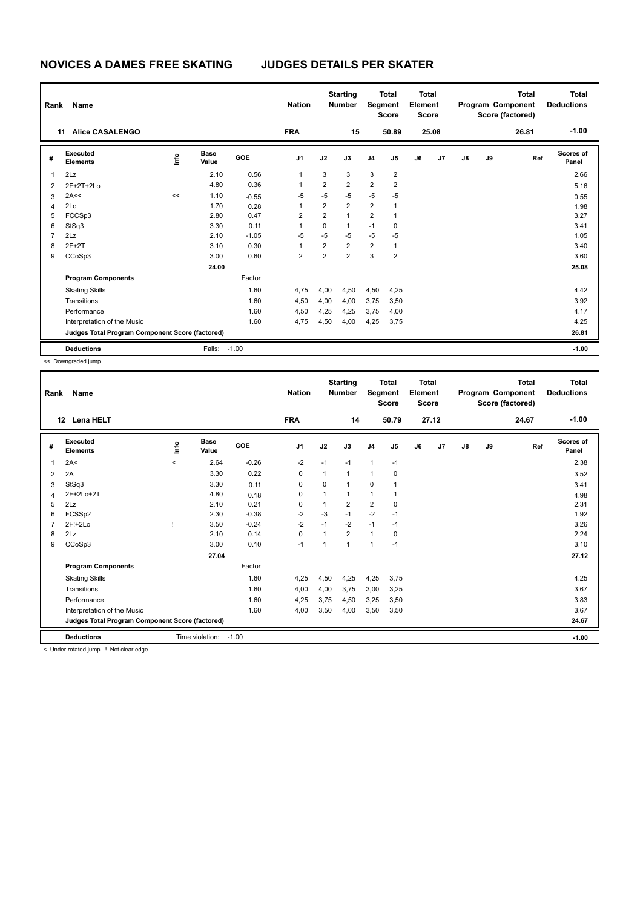# NOVICES A DAMES FREE SKATING JUDGES DETAILS PER SKATER

| Rank | Name | Nation | Starting Number | Total Segment Score | Total Element Score | Total Program Component Score (factored) | Total Deductions |
|---|---|---|---|---|---|---|---|
| 11 | Alice CASALENGO | FRA | 15 | 50.89 | 25.08 | 26.81 | -1.00 |

| # | Executed Elements | Info | Base Value | GOE | J1 | J2 | J3 | J4 | J5 | J6 | J7 | J8 | J9 | Ref | Scores of Panel |
|---|---|---|---|---|---|---|---|---|---|---|---|---|---|---|---|
| 1 | 2Lz | | 2.10 | 0.56 | 1 | 3 | 3 | 3 | 2 | | | | | | 2.66 |
| 2 | 2F+2T+2Lo | | 4.80 | 0.36 | 1 | 2 | 2 | 2 | 2 | | | | | | 5.16 |
| 3 | 2A<< | << | 1.10 | -0.55 | -5 | -5 | -5 | -5 | -5 | | | | | | 0.55 |
| 4 | 2Lo | | 1.70 | 0.28 | 1 | 2 | 2 | 2 | 1 | | | | | | 1.98 |
| 5 | FCCSp3 | | 2.80 | 0.47 | 2 | 2 | 1 | 2 | 1 | | | | | | 3.27 |
| 6 | StSq3 | | 3.30 | 0.11 | 1 | 0 | 1 | -1 | 0 | | | | | | 3.41 |
| 7 | 2Lz | | 2.10 | -1.05 | -5 | -5 | -5 | -5 | -5 | | | | | | 1.05 |
| 8 | 2F+2T | | 3.10 | 0.30 | 1 | 2 | 2 | 2 | 1 | | | | | | 3.40 |
| 9 | CCoSp3 | | 3.00 | 0.60 | 2 | 2 | 2 | 3 | 2 | | | | | | 3.60 |
| | | | 24.00 | | | | | | | | | | | | 25.08 |
| | **Program Components** | | | Factor | | | | | | | | | | | |
| | Skating Skills | | | 1.60 | 4,75 | 4,00 | 4,50 | 4,50 | 4,25 | | | | | | 4.42 |
| | Transitions | | | 1.60 | 4,50 | 4,00 | 4,00 | 3,75 | 3,50 | | | | | | 3.92 |
| | Performance | | | 1.60 | 4,50 | 4,25 | 4,25 | 3,75 | 4,00 | | | | | | 4.17 |
| | Interpretation of the Music | | | 1.60 | 4,75 | 4,50 | 4,00 | 4,25 | 3,75 | | | | | | 4.25 |
| | **Judges Total Program Component Score (factored)** | | | | | | | | | | | | | | 26.81 |
| | **Deductions** | | Falls: | -1.00 | | | | | | | | | | | -1.00 |

<< Downgraded jump

| Rank | Name | Nation | Starting Number | Total Segment Score | Total Element Score | Total Program Component Score (factored) | Total Deductions |
|---|---|---|---|---|---|---|---|
| 12 | Lena HELT | FRA | 14 | 50.79 | 27.12 | 24.67 | -1.00 |

| # | Executed Elements | Info | Base Value | GOE | J1 | J2 | J3 | J4 | J5 | J6 | J7 | J8 | J9 | Ref | Scores of Panel |
|---|---|---|---|---|---|---|---|---|---|---|---|---|---|---|---|
| 1 | 2A< | < | 2.64 | -0.26 | -2 | -1 | -1 | 1 | -1 | | | | | | 2.38 |
| 2 | 2A | | 3.30 | 0.22 | 0 | 1 | 1 | 1 | 0 | | | | | | 3.52 |
| 3 | StSq3 | | 3.30 | 0.11 | 0 | 0 | 1 | 0 | 1 | | | | | | 3.41 |
| 4 | 2F+2Lo+2T | | 4.80 | 0.18 | 0 | 1 | 1 | 1 | 1 | | | | | | 4.98 |
| 5 | 2Lz | | 2.10 | 0.21 | 0 | 1 | 2 | 2 | 0 | | | | | | 2.31 |
| 6 | FCSSp2 | | 2.30 | -0.38 | -2 | -3 | -1 | -2 | -1 | | | | | | 1.92 |
| 7 | 2F!+2Lo | ! | 3.50 | -0.24 | -2 | -1 | -2 | -1 | -1 | | | | | | 3.26 |
| 8 | 2Lz | | 2.10 | 0.14 | 0 | 1 | 2 | 1 | 0 | | | | | | 2.24 |
| 9 | CCoSp3 | | 3.00 | 0.10 | -1 | 1 | 1 | 1 | -1 | | | | | | 3.10 |
| | | | 27.04 | | | | | | | | | | | | 27.12 |
| | **Program Components** | | | Factor | | | | | | | | | | | |
| | Skating Skills | | | 1.60 | 4,25 | 4,50 | 4,25 | 4,25 | 3,75 | | | | | | 4.25 |
| | Transitions | | | 1.60 | 4,00 | 4,00 | 3,75 | 3,00 | 3,25 | | | | | | 3.67 |
| | Performance | | | 1.60 | 4,25 | 3,75 | 4,50 | 3,25 | 3,50 | | | | | | 3.83 |
| | Interpretation of the Music | | | 1.60 | 4,00 | 3,50 | 4,00 | 3,50 | 3,50 | | | | | | 3.67 |
| | **Judges Total Program Component Score (factored)** | | | | | | | | | | | | | | 24.67 |
| | **Deductions** | | Time violation: | -1.00 | | | | | | | | | | | -1.00 |

< Under-rotated jump ! Not clear edge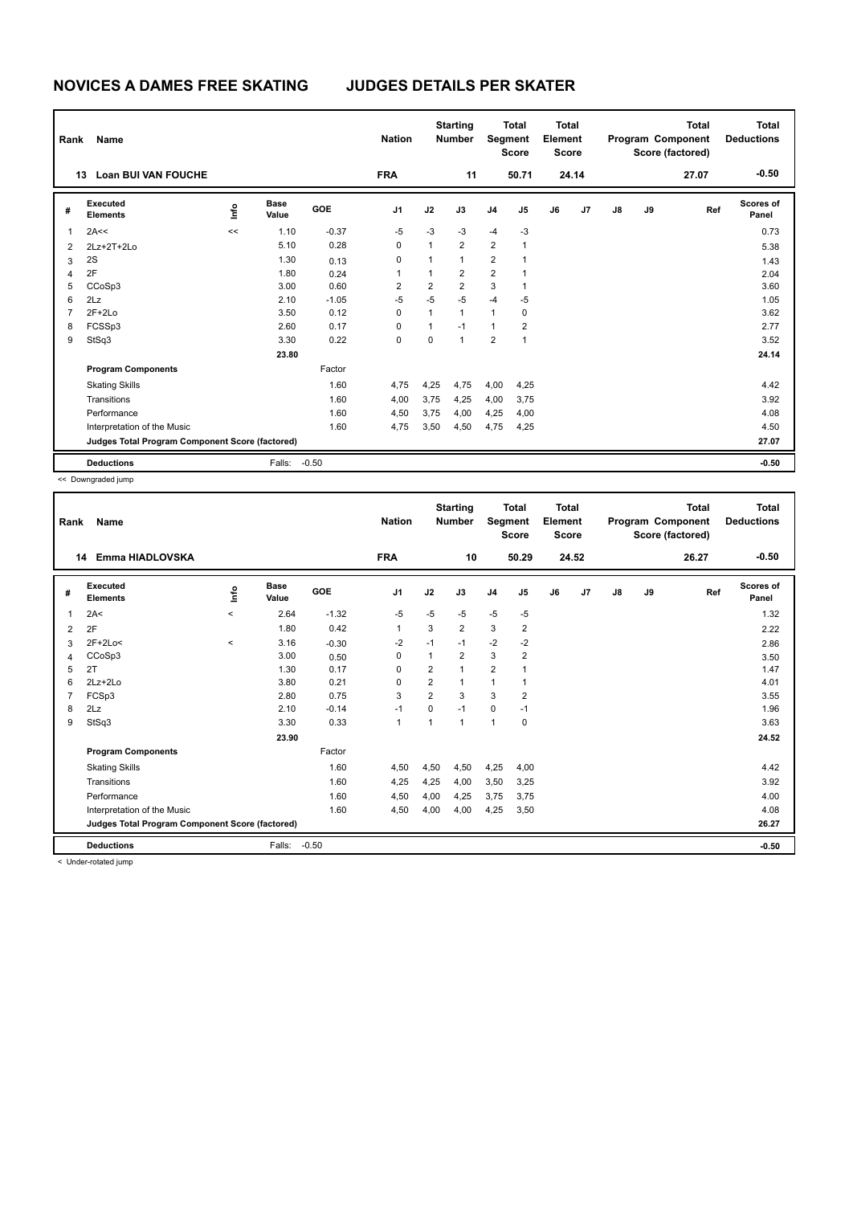# NOVICES A DAMES FREE SKATING JUDGES DETAILS PER SKATER

| Rank | Name | Nation | Starting Number | Total Segment Score | Total Element Score | Total Program Component Score (factored) | Total Deductions |
|---|---|---|---|---|---|---|---|
| 13 | Loan BUI VAN FOUCHE | FRA | 11 | 50.71 | 24.14 | 27.07 | -0.50 |

| # | Executed Elements | Info | Base Value | GOE | J1 | J2 | J3 | J4 | J5 | J6 | J7 | J8 | J9 | Ref | Scores of Panel |
|---|---|---|---|---|---|---|---|---|---|---|---|---|---|---|---|
| 1 | 2A<< | << | 1.10 | -0.37 | -5 | -3 | -3 | -4 | -3 | | | | | | 0.73 |
| 2 | 2Lz+2T+2Lo | | 5.10 | 0.28 | 0 | 1 | 2 | 2 | 1 | | | | | | 5.38 |
| 3 | 2S | | 1.30 | 0.13 | 0 | 1 | 1 | 2 | 1 | | | | | | 1.43 |
| 4 | 2F | | 1.80 | 0.24 | 1 | 1 | 2 | 2 | 1 | | | | | | 2.04 |
| 5 | CCoSp3 | | 3.00 | 0.60 | 2 | 2 | 2 | 3 | 1 | | | | | | 3.60 |
| 6 | 2Lz | | 2.10 | -1.05 | -5 | -5 | -5 | -4 | -5 | | | | | | 1.05 |
| 7 | 2F+2Lo | | 3.50 | 0.12 | 0 | 1 | 1 | 1 | 0 | | | | | | 3.62 |
| 8 | FCSSp3 | | 2.60 | 0.17 | 0 | 1 | -1 | 1 | 2 | | | | | | 2.77 |
| 9 | StSq3 | | 3.30 | 0.22 | 0 | 0 | 1 | 2 | 1 | | | | | | 3.52 |
| | | | 23.80 | | | | | | | | | | | | 24.14 |
| | **Program Components** | | | Factor | | | | | | | | | | | |
| | Skating Skills | | | 1.60 | 4,75 | 4,25 | 4,75 | 4,00 | 4,25 | | | | | | 4.42 |
| | Transitions | | | 1.60 | 4,00 | 3,75 | 4,25 | 4,00 | 3,75 | | | | | | 3.92 |
| | Performance | | | 1.60 | 4,50 | 3,75 | 4,00 | 4,25 | 4,00 | | | | | | 4.08 |
| | Interpretation of the Music | | | 1.60 | 4,75 | 3,50 | 4,50 | 4,75 | 4,25 | | | | | | 4.50 |
| | **Judges Total Program Component Score (factored)** | | | | | | | | | | | | | | 27.07 |
| | **Deductions** | | Falls: | -0.50 | | | | | | | | | | | -0.50 |

<< Downgraded jump

| Rank | Name | Nation | Starting Number | Total Segment Score | Total Element Score | Total Program Component Score (factored) | Total Deductions |
|---|---|---|---|---|---|---|---|
| 14 | Emma HIADLOVSKA | FRA | 10 | 50.29 | 24.52 | 26.27 | -0.50 |

| # | Executed Elements | Info | Base Value | GOE | J1 | J2 | J3 | J4 | J5 | J6 | J7 | J8 | J9 | Ref | Scores of Panel |
|---|---|---|---|---|---|---|---|---|---|---|---|---|---|---|---|
| 1 | 2A< | < | 2.64 | -1.32 | -5 | -5 | -5 | -5 | -5 | | | | | | 1.32 |
| 2 | 2F | | 1.80 | 0.42 | 1 | 3 | 2 | 3 | 2 | | | | | | 2.22 |
| 3 | 2F+2Lo< | < | 3.16 | -0.30 | -2 | -1 | -1 | -2 | -2 | | | | | | 2.86 |
| 4 | CCoSp3 | | 3.00 | 0.50 | 0 | 1 | 2 | 3 | 2 | | | | | | 3.50 |
| 5 | 2T | | 1.30 | 0.17 | 0 | 2 | 1 | 2 | 1 | | | | | | 1.47 |
| 6 | 2Lz+2Lo | | 3.80 | 0.21 | 0 | 2 | 1 | 1 | 1 | | | | | | 4.01 |
| 7 | FCSp3 | | 2.80 | 0.75 | 3 | 2 | 3 | 3 | 2 | | | | | | 3.55 |
| 8 | 2Lz | | 2.10 | -0.14 | -1 | 0 | -1 | 0 | -1 | | | | | | 1.96 |
| 9 | StSq3 | | 3.30 | 0.33 | 1 | 1 | 1 | 1 | 0 | | | | | | 3.63 |
| | | | 23.90 | | | | | | | | | | | | 24.52 |
| | **Program Components** | | | Factor | | | | | | | | | | | |
| | Skating Skills | | | 1.60 | 4,50 | 4,50 | 4,50 | 4,25 | 4,00 | | | | | | 4.42 |
| | Transitions | | | 1.60 | 4,25 | 4,25 | 4,00 | 3,50 | 3,25 | | | | | | 3.92 |
| | Performance | | | 1.60 | 4,50 | 4,00 | 4,25 | 3,75 | 3,75 | | | | | | 4.00 |
| | Interpretation of the Music | | | 1.60 | 4,50 | 4,00 | 4,00 | 4,25 | 3,50 | | | | | | 4.08 |
| | **Judges Total Program Component Score (factored)** | | | | | | | | | | | | | | 26.27 |
| | **Deductions** | | Falls: | -0.50 | | | | | | | | | | | -0.50 |

< Under-rotated jump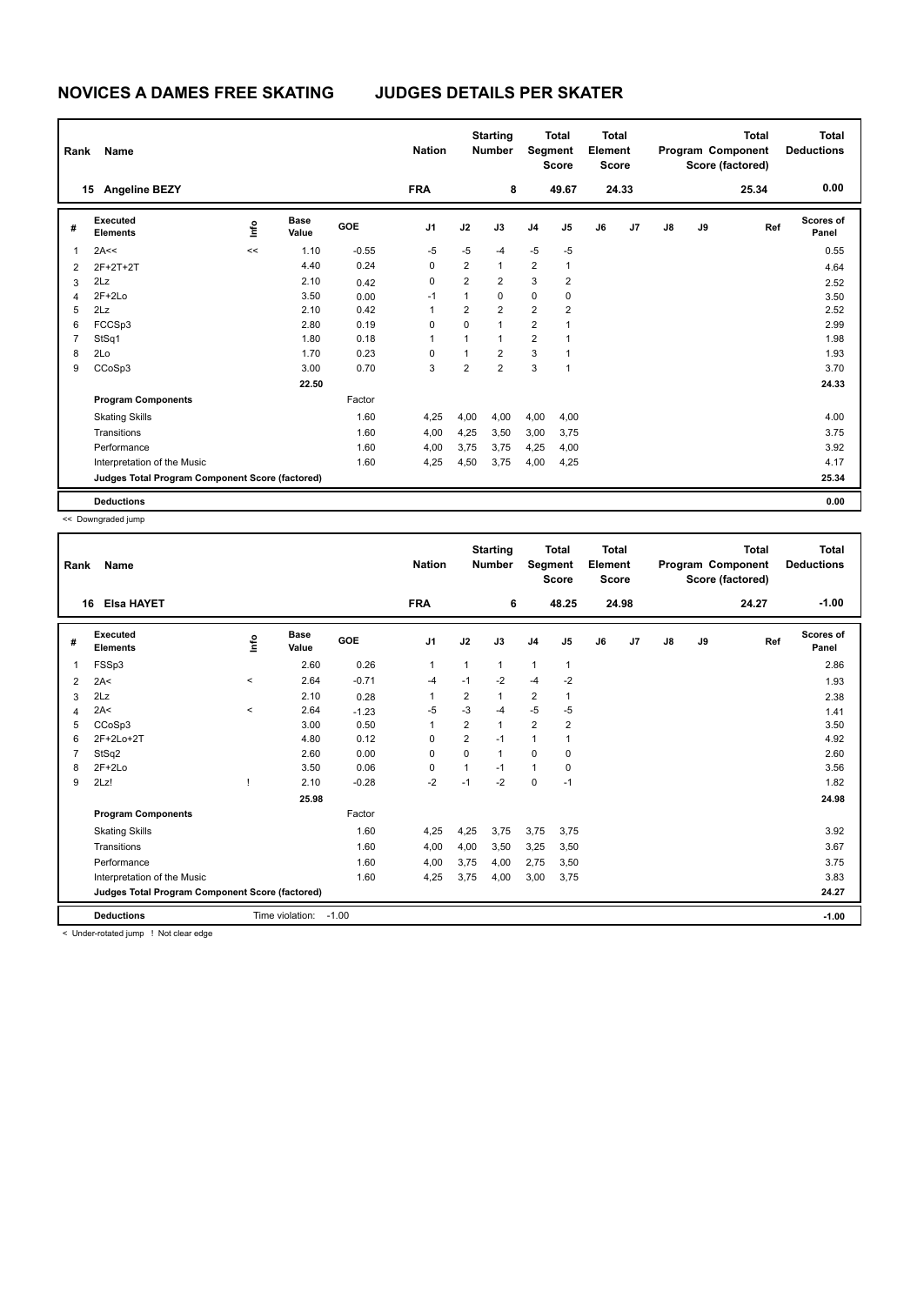# NOVICES A DAMES FREE SKATING JUDGES DETAILS PER SKATER

| Rank | Name | Nation | Starting Number | Total Segment Score | Total Element Score | Total Program Component Score (factored) | Total Deductions |
|---|---|---|---|---|---|---|---|
| 15 | Angeline BEZY | FRA | 8 | 49.67 | 24.33 | 25.34 | 0.00 |

| # | Executed Elements | Info | Base Value | GOE | J1 | J2 | J3 | J4 | J5 | J6 | J7 | J8 | J9 | Ref | Scores of Panel |
|---|---|---|---|---|---|---|---|---|---|---|---|---|---|---|---|
| 1 | 2A<< | << | 1.10 | -0.55 | -5 | -5 | -4 | -5 | -5 | | | | | | 0.55 |
| 2 | 2F+2T+2T | | 4.40 | 0.24 | 0 | 2 | 1 | 2 | 1 | | | | | | 4.64 |
| 3 | 2Lz | | 2.10 | 0.42 | 0 | 2 | 2 | 3 | 2 | | | | | | 2.52 |
| 4 | 2F+2Lo | | 3.50 | 0.00 | -1 | 1 | 0 | 0 | 0 | | | | | | 3.50 |
| 5 | 2Lz | | 2.10 | 0.42 | 1 | 2 | 2 | 2 | 2 | | | | | | 2.52 |
| 6 | FCCSp3 | | 2.80 | 0.19 | 0 | 0 | 1 | 2 | 1 | | | | | | 2.99 |
| 7 | StSq1 | | 1.80 | 0.18 | 1 | 1 | 1 | 2 | 1 | | | | | | 1.98 |
| 8 | 2Lo | | 1.70 | 0.23 | 0 | 1 | 2 | 3 | 1 | | | | | | 1.93 |
| 9 | CCoSp3 | | 3.00 | 0.70 | 3 | 2 | 2 | 3 | 1 | | | | | | 3.70 |
| | | | 22.50 | | | | | | | | | | | | 24.33 |
| | **Program Components** | | | Factor | | | | | | | | | | | |
| | Skating Skills | | | 1.60 | 4,25 | 4,00 | 4,00 | 4,00 | 4,00 | | | | | | 4.00 |
| | Transitions | | | 1.60 | 4,00 | 4,25 | 3,50 | 3,00 | 3,75 | | | | | | 3.75 |
| | Performance | | | 1.60 | 4,00 | 3,75 | 3,75 | 4,25 | 4,00 | | | | | | 3.92 |
| | Interpretation of the Music | | | 1.60 | 4,25 | 4,50 | 3,75 | 4,00 | 4,25 | | | | | | 4.17 |
| | **Judges Total Program Component Score (factored)** | | | | | | | | | | | | | | 25.34 |
| | **Deductions** | | | | | | | | | | | | | | 0.00 |

<< Downgraded jump

| Rank | Name | Nation | Starting Number | Total Segment Score | Total Element Score | Total Program Component Score (factored) | Total Deductions |
|---|---|---|---|---|---|---|---|
| 16 | Elsa HAYET | FRA | 6 | 48.25 | 24.98 | 24.27 | -1.00 |

| # | Executed Elements | Info | Base Value | GOE | J1 | J2 | J3 | J4 | J5 | J6 | J7 | J8 | J9 | Ref | Scores of Panel |
|---|---|---|---|---|---|---|---|---|---|---|---|---|---|---|---|
| 1 | FSSp3 | | 2.60 | 0.26 | 1 | 1 | 1 | 1 | 1 | | | | | | 2.86 |
| 2 | 2A< | < | 2.64 | -0.71 | -4 | -1 | -2 | -4 | -2 | | | | | | 1.93 |
| 3 | 2Lz | | 2.10 | 0.28 | 1 | 2 | 1 | 2 | 1 | | | | | | 2.38 |
| 4 | 2A< | < | 2.64 | -1.23 | -5 | -3 | -4 | -5 | -5 | | | | | | 1.41 |
| 5 | CCoSp3 | | 3.00 | 0.50 | 1 | 2 | 1 | 2 | 2 | | | | | | 3.50 |
| 6 | 2F+2Lo+2T | | 4.80 | 0.12 | 0 | 2 | -1 | 1 | 1 | | | | | | 4.92 |
| 7 | StSq2 | | 2.60 | 0.00 | 0 | 0 | 1 | 0 | 0 | | | | | | 2.60 |
| 8 | 2F+2Lo | | 3.50 | 0.06 | 0 | 1 | -1 | 1 | 0 | | | | | | 3.56 |
| 9 | 2Lz! | ! | 2.10 | -0.28 | -2 | -1 | -2 | 0 | -1 | | | | | | 1.82 |
| | | | 25.98 | | | | | | | | | | | | 24.98 |
| | **Program Components** | | | Factor | | | | | | | | | | | |
| | Skating Skills | | | 1.60 | 4,25 | 4,25 | 3,75 | 3,75 | 3,75 | | | | | | 3.92 |
| | Transitions | | | 1.60 | 4,00 | 4,00 | 3,50 | 3,25 | 3,50 | | | | | | 3.67 |
| | Performance | | | 1.60 | 4,00 | 3,75 | 4,00 | 2,75 | 3,50 | | | | | | 3.75 |
| | Interpretation of the Music | | | 1.60 | 4,25 | 3,75 | 4,00 | 3,00 | 3,75 | | | | | | 3.83 |
| | **Judges Total Program Component Score (factored)** | | | | | | | | | | | | | | 24.27 |
| | **Deductions** | Time violation: | -1.00 | | | | | | | | | | | | -1.00 |

< Under-rotated jump ! Not clear edge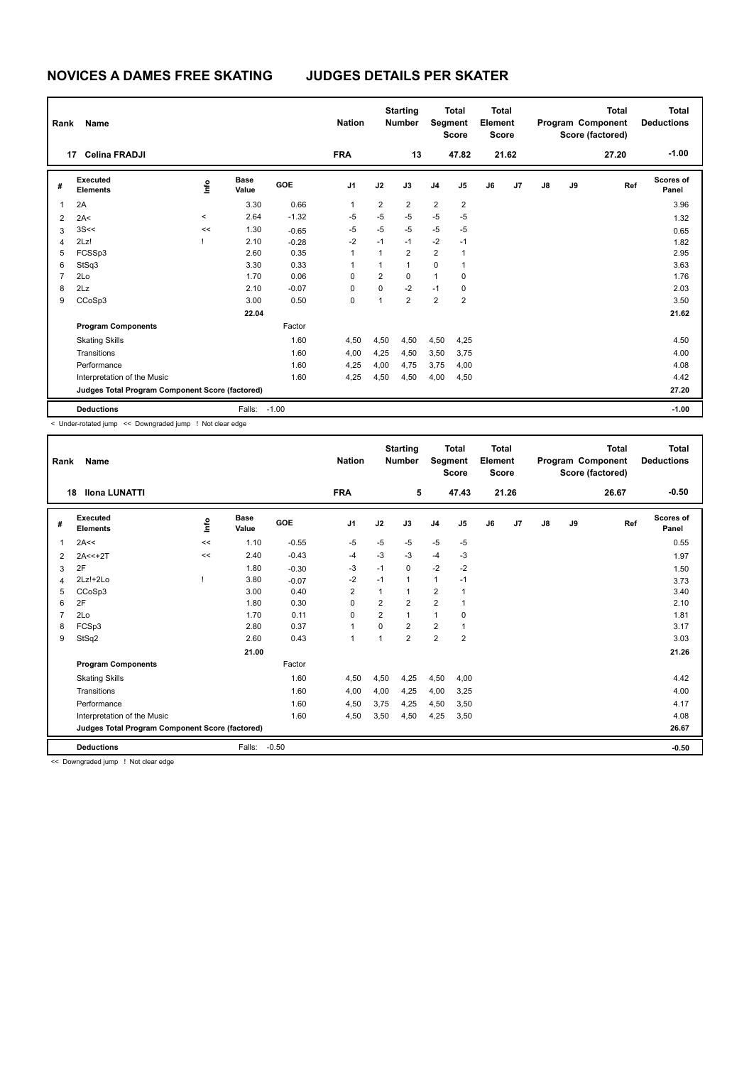# NOVICES A DAMES FREE SKATING JUDGES DETAILS PER SKATER

| Rank | Name | Nation | Starting Number | Total Segment Score | Total Element Score | Total Program Component Score (factored) | Total Deductions |
|---|---|---|---|---|---|---|---|
| 17 | Celina FRADJI | FRA | 13 | 47.82 | 21.62 | 27.20 | -1.00 |

| # | Executed Elements | Info | Base Value | GOE | J1 | J2 | J3 | J4 | J5 | J6 | J7 | J8 | J9 | Ref | Scores of Panel |
|---|---|---|---|---|---|---|---|---|---|---|---|---|---|---|---|
| 1 | 2A | | 3.30 | 0.66 | 1 | 2 | 2 | 2 | 2 | | | | | | 3.96 |
| 2 | 2A< | < | 2.64 | -1.32 | -5 | -5 | -5 | -5 | -5 | | | | | | 1.32 |
| 3 | 3S<< | << | 1.30 | -0.65 | -5 | -5 | -5 | -5 | -5 | | | | | | 0.65 |
| 4 | 2Lz! | ! | 2.10 | -0.28 | -2 | -1 | -1 | -2 | -1 | | | | | | 1.82 |
| 5 | FCSSp3 | | 2.60 | 0.35 | 1 | 1 | 2 | 2 | 1 | | | | | | 2.95 |
| 6 | StSq3 | | 3.30 | 0.33 | 1 | 1 | 1 | 0 | 1 | | | | | | 3.63 |
| 7 | 2Lo | | 1.70 | 0.06 | 0 | 2 | 0 | 1 | 0 | | | | | | 1.76 |
| 8 | 2Lz | | 2.10 | -0.07 | 0 | 0 | -2 | -1 | 0 | | | | | | 2.03 |
| 9 | CCoSp3 | | 3.00 | 0.50 | 0 | 1 | 2 | 2 | 2 | | | | | | 3.50 |
| | | | 22.04 | | | | | | | | | | | | 21.62 |
| | **Program Components** | | | Factor | | | | | | | | | | | |
| | Skating Skills | | | 1.60 | 4,50 | 4,50 | 4,50 | 4,50 | 4,25 | | | | | | 4.50 |
| | Transitions | | | 1.60 | 4,00 | 4,25 | 4,50 | 3,50 | 3,75 | | | | | | 4.00 |
| | Performance | | | 1.60 | 4,25 | 4,00 | 4,75 | 3,75 | 4,00 | | | | | | 4.08 |
| | Interpretation of the Music | | | 1.60 | 4,25 | 4,50 | 4,50 | 4,00 | 4,50 | | | | | | 4.42 |
| | **Judges Total Program Component Score (factored)** | | | | | | | | | | | | | | 27.20 |
| | **Deductions** | | Falls: | -1.00 | | | | | | | | | | | -1.00 |

< Under-rotated jump << Downgraded jump ! Not clear edge

| Rank | Name | Nation | Starting Number | Total Segment Score | Total Element Score | Total Program Component Score (factored) | Total Deductions |
|---|---|---|---|---|---|---|---|
| 18 | Ilona LUNATTI | FRA | 5 | 47.43 | 21.26 | 26.67 | -0.50 |

| # | Executed Elements | Info | Base Value | GOE | J1 | J2 | J3 | J4 | J5 | J6 | J7 | J8 | J9 | Ref | Scores of Panel |
|---|---|---|---|---|---|---|---|---|---|---|---|---|---|---|---|
| 1 | 2A<< | << | 1.10 | -0.55 | -5 | -5 | -5 | -5 | -5 | | | | | | 0.55 |
| 2 | 2A<<+2T | << | 2.40 | -0.43 | -4 | -3 | -3 | -4 | -3 | | | | | | 1.97 |
| 3 | 2F | | 1.80 | -0.30 | -3 | -1 | 0 | -2 | -2 | | | | | | 1.50 |
| 4 | 2Lz!+2Lo | ! | 3.80 | -0.07 | -2 | -1 | 1 | 1 | -1 | | | | | | 3.73 |
| 5 | CCoSp3 | | 3.00 | 0.40 | 2 | 1 | 1 | 2 | 1 | | | | | | 3.40 |
| 6 | 2F | | 1.80 | 0.30 | 0 | 2 | 2 | 2 | 1 | | | | | | 2.10 |
| 7 | 2Lo | | 1.70 | 0.11 | 0 | 2 | 1 | 1 | 0 | | | | | | 1.81 |
| 8 | FCSp3 | | 2.80 | 0.37 | 1 | 0 | 2 | 2 | 1 | | | | | | 3.17 |
| 9 | StSq2 | | 2.60 | 0.43 | 1 | 1 | 2 | 2 | 2 | | | | | | 3.03 |
| | | | 21.00 | | | | | | | | | | | | 21.26 |
| | **Program Components** | | | Factor | | | | | | | | | | | |
| | Skating Skills | | | 1.60 | 4,50 | 4,50 | 4,25 | 4,50 | 4,00 | | | | | | 4.42 |
| | Transitions | | | 1.60 | 4,00 | 4,00 | 4,25 | 4,00 | 3,25 | | | | | | 4.00 |
| | Performance | | | 1.60 | 4,50 | 3,75 | 4,25 | 4,50 | 3,50 | | | | | | 4.17 |
| | Interpretation of the Music | | | 1.60 | 4,50 | 3,50 | 4,50 | 4,25 | 3,50 | | | | | | 4.08 |
| | **Judges Total Program Component Score (factored)** | | | | | | | | | | | | | | 26.67 |
| | **Deductions** | | Falls: | -0.50 | | | | | | | | | | | -0.50 |

<< Downgraded jump ! Not clear edge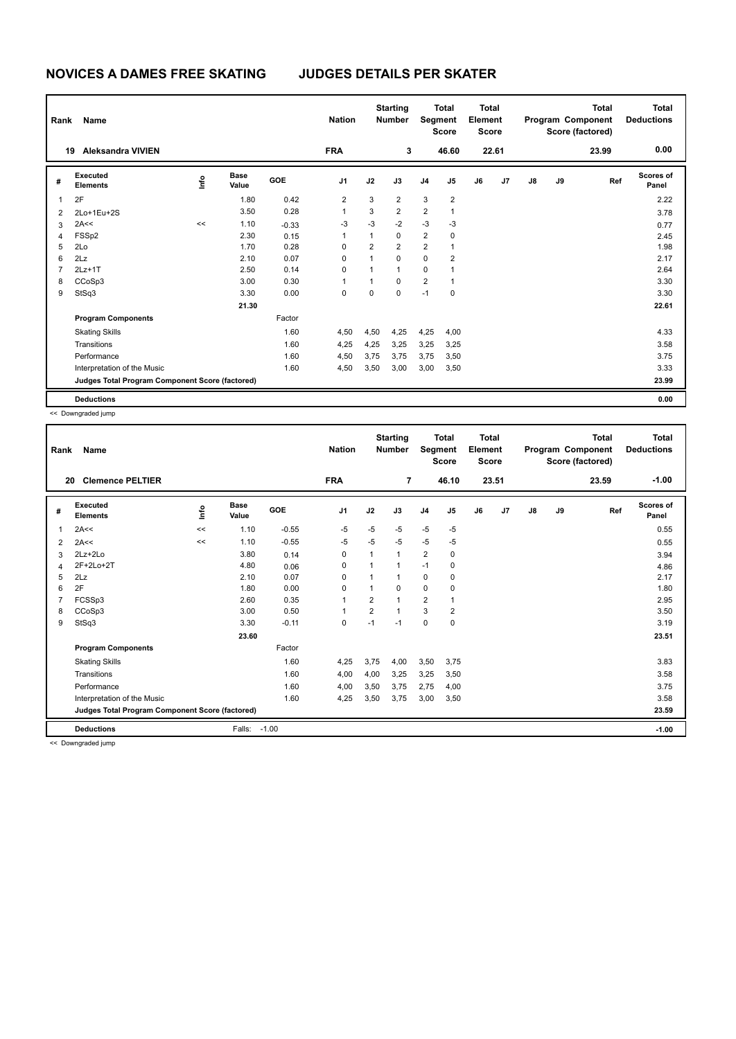# NOVICES A DAMES FREE SKATING JUDGES DETAILS PER SKATER

| Rank | Name | Nation | Starting Number | Total Segment Score | Total Element Score | Total Program Component Score (factored) | Total Deductions |
|---|---|---|---|---|---|---|---|
| 19 | Aleksandra VIVIEN | FRA | 3 | 46.60 | 22.61 | 23.99 | 0.00 |

| # | Executed Elements | Info | Base Value | GOE | J1 | J2 | J3 | J4 | J5 | J6 | J7 | J8 | J9 | Ref | Scores of Panel |
|---|---|---|---|---|---|---|---|---|---|---|---|---|---|---|---|
| 1 | 2F | | 1.80 | 0.42 | 2 | 3 | 2 | 3 | 2 | | | | | | 2.22 |
| 2 | 2Lo+1Eu+2S | | 3.50 | 0.28 | 1 | 3 | 2 | 2 | 1 | | | | | | 3.78 |
| 3 | 2A<< | << | 1.10 | -0.33 | -3 | -3 | -2 | -3 | -3 | | | | | | 0.77 |
| 4 | FSSp2 | | 2.30 | 0.15 | 1 | 1 | 0 | 2 | 0 | | | | | | 2.45 |
| 5 | 2Lo | | 1.70 | 0.28 | 0 | 2 | 2 | 2 | 1 | | | | | | 1.98 |
| 6 | 2Lz | | 2.10 | 0.07 | 0 | 1 | 0 | 0 | 2 | | | | | | 2.17 |
| 7 | 2Lz+1T | | 2.50 | 0.14 | 0 | 1 | 1 | 0 | 1 | | | | | | 2.64 |
| 8 | CCoSp3 | | 3.00 | 0.30 | 1 | 1 | 0 | 2 | 1 | | | | | | 3.30 |
| 9 | StSq3 | | 3.30 | 0.00 | 0 | 0 | 0 | -1 | 0 | | | | | | 3.30 |
| | | | 21.30 | | | | | | | | | | | | 22.61 |
| | **Program Components** | | | Factor | | | | | | | | | | | |
| | Skating Skills | | | 1.60 | 4,50 | 4,50 | 4,25 | 4,25 | 4,00 | | | | | | 4.33 |
| | Transitions | | | 1.60 | 4,25 | 4,25 | 3,25 | 3,25 | 3,25 | | | | | | 3.58 |
| | Performance | | | 1.60 | 4,50 | 3,75 | 3,75 | 3,75 | 3,50 | | | | | | 3.75 |
| | Interpretation of the Music | | | 1.60 | 4,50 | 3,50 | 3,00 | 3,00 | 3,50 | | | | | | 3.33 |
| | **Judges Total Program Component Score (factored)** | | | | | | | | | | | | | | 23.99 |
| | **Deductions** | | | | | | | | | | | | | | 0.00 |

<< Downgraded jump

| Rank | Name | Nation | Starting Number | Total Segment Score | Total Element Score | Total Program Component Score (factored) | Total Deductions |
|---|---|---|---|---|---|---|---|
| 20 | Clemence PELTIER | FRA | 7 | 46.10 | 23.51 | 23.59 | -1.00 |

| # | Executed Elements | Info | Base Value | GOE | J1 | J2 | J3 | J4 | J5 | J6 | J7 | J8 | J9 | Ref | Scores of Panel |
|---|---|---|---|---|---|---|---|---|---|---|---|---|---|---|---|
| 1 | 2A<< | << | 1.10 | -0.55 | -5 | -5 | -5 | -5 | -5 | | | | | | 0.55 |
| 2 | 2A<< | << | 1.10 | -0.55 | -5 | -5 | -5 | -5 | -5 | | | | | | 0.55 |
| 3 | 2Lz+2Lo | | 3.80 | 0.14 | 0 | 1 | 1 | 2 | 0 | | | | | | 3.94 |
| 4 | 2F+2Lo+2T | | 4.80 | 0.06 | 0 | 1 | 1 | -1 | 0 | | | | | | 4.86 |
| 5 | 2Lz | | 2.10 | 0.07 | 0 | 1 | 1 | 0 | 0 | | | | | | 2.17 |
| 6 | 2F | | 1.80 | 0.00 | 0 | 1 | 0 | 0 | 0 | | | | | | 1.80 |
| 7 | FCSSp3 | | 2.60 | 0.35 | 1 | 2 | 1 | 2 | 1 | | | | | | 2.95 |
| 8 | CCoSp3 | | 3.00 | 0.50 | 1 | 2 | 1 | 3 | 2 | | | | | | 3.50 |
| 9 | StSq3 | | 3.30 | -0.11 | 0 | -1 | -1 | 0 | 0 | | | | | | 3.19 |
| | | | 23.60 | | | | | | | | | | | | 23.51 |
| | **Program Components** | | | Factor | | | | | | | | | | | |
| | Skating Skills | | | 1.60 | 4,25 | 3,75 | 4,00 | 3,50 | 3,75 | | | | | | 3.83 |
| | Transitions | | | 1.60 | 4,00 | 4,00 | 3,25 | 3,25 | 3,50 | | | | | | 3.58 |
| | Performance | | | 1.60 | 4,00 | 3,50 | 3,75 | 2,75 | 4,00 | | | | | | 3.75 |
| | Interpretation of the Music | | | 1.60 | 4,25 | 3,50 | 3,75 | 3,00 | 3,50 | | | | | | 3.58 |
| | **Judges Total Program Component Score (factored)** | | | | | | | | | | | | | | 23.59 |
| | **Deductions** | | Falls: | -1.00 | | | | | | | | | | | -1.00 |

<< Downgraded jump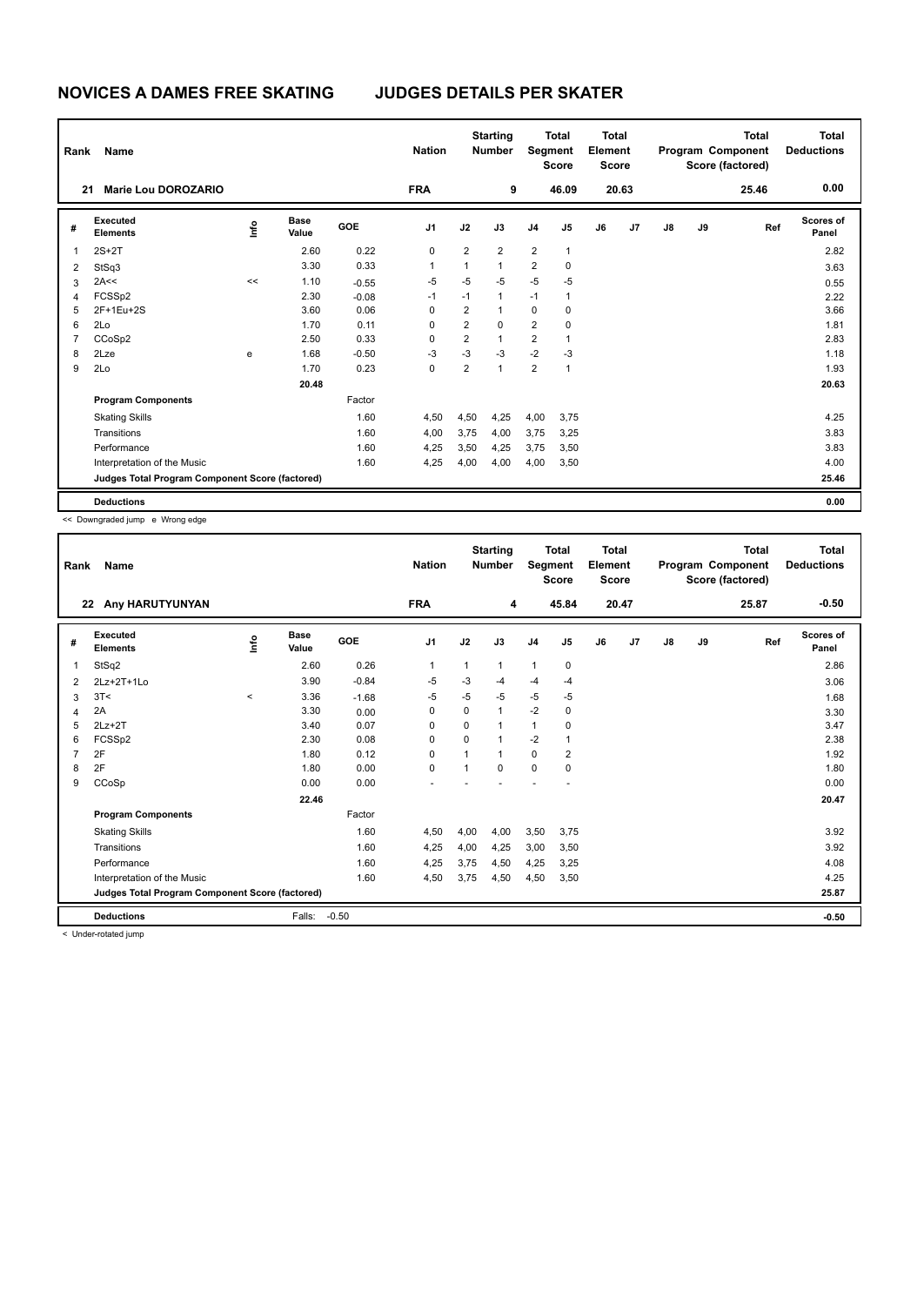# NOVICES A DAMES FREE SKATING JUDGES DETAILS PER SKATER

| Rank | Name | Nation | Starting Number | Total Segment Score | Total Element Score | Total Program Component Score (factored) | Total Deductions |
|---|---|---|---|---|---|---|---|
| 21 | Marie Lou DOROZARIO | FRA | 9 | 46.09 | 20.63 | 25.46 | 0.00 |

| # | Executed Elements | Info | Base Value | GOE | J1 | J2 | J3 | J4 | J5 | J6 | J7 | J8 | J9 | Ref | Scores of Panel |
|---|---|---|---|---|---|---|---|---|---|---|---|---|---|---|---|
| 1 | 2S+2T | | 2.60 | 0.22 | 0 | 2 | 2 | 2 | 1 | | | | | | 2.82 |
| 2 | StSq3 | | 3.30 | 0.33 | 1 | 1 | 1 | 2 | 0 | | | | | | 3.63 |
| 3 | 2A<< | << | 1.10 | -0.55 | -5 | -5 | -5 | -5 | -5 | | | | | | 0.55 |
| 4 | FCSSp2 | | 2.30 | -0.08 | -1 | -1 | 1 | -1 | 1 | | | | | | 2.22 |
| 5 | 2F+1Eu+2S | | 3.60 | 0.06 | 0 | 2 | 1 | 0 | 0 | | | | | | 3.66 |
| 6 | 2Lo | | 1.70 | 0.11 | 0 | 2 | 0 | 2 | 0 | | | | | | 1.81 |
| 7 | CCoSp2 | | 2.50 | 0.33 | 0 | 2 | 1 | 2 | 1 | | | | | | 2.83 |
| 8 | 2Lze | e | 1.68 | -0.50 | -3 | -3 | -3 | -2 | -3 | | | | | | 1.18 |
| 9 | 2Lo | | 1.70 | 0.23 | 0 | 2 | 1 | 2 | 1 | | | | | | 1.93 |
| | | | 20.48 | | | | | | | | | | | | 20.63 |
| | **Program Components** | | | Factor | | | | | | | | | | | |
| | Skating Skills | | | 1.60 | 4,50 | 4,50 | 4,25 | 4,00 | 3,75 | | | | | | 4.25 |
| | Transitions | | | 1.60 | 4,00 | 3,75 | 4,00 | 3,75 | 3,25 | | | | | | 3.83 |
| | Performance | | | 1.60 | 4,25 | 3,50 | 4,25 | 3,75 | 3,50 | | | | | | 3.83 |
| | Interpretation of the Music | | | 1.60 | 4,25 | 4,00 | 4,00 | 4,00 | 3,50 | | | | | | 4.00 |
| | **Judges Total Program Component Score (factored)** | | | | | | | | | | | | | | 25.46 |
| | **Deductions** | | | | | | | | | | | | | | 0.00 |

<< Downgraded jump e Wrong edge

| Rank | Name | Nation | Starting Number | Total Segment Score | Total Element Score | Total Program Component Score (factored) | Total Deductions |
|---|---|---|---|---|---|---|---|
| 22 | Any HARUTYUNYAN | FRA | 4 | 45.84 | 20.47 | 25.87 | -0.50 |

| # | Executed Elements | Info | Base Value | GOE | J1 | J2 | J3 | J4 | J5 | J6 | J7 | J8 | J9 | Ref | Scores of Panel |
|---|---|---|---|---|---|---|---|---|---|---|---|---|---|---|---|
| 1 | StSq2 | | 2.60 | 0.26 | 1 | 1 | 1 | 1 | 0 | | | | | | 2.86 |
| 2 | 2Lz+2T+1Lo | | 3.90 | -0.84 | -5 | -3 | -4 | -4 | -4 | | | | | | 3.06 |
| 3 | 3T< | < | 3.36 | -1.68 | -5 | -5 | -5 | -5 | -5 | | | | | | 1.68 |
| 4 | 2A | | 3.30 | 0.00 | 0 | 0 | 1 | -2 | 0 | | | | | | 3.30 |
| 5 | 2Lz+2T | | 3.40 | 0.07 | 0 | 0 | 1 | 1 | 0 | | | | | | 3.47 |
| 6 | FCSSp2 | | 2.30 | 0.08 | 0 | 0 | 1 | -2 | 1 | | | | | | 2.38 |
| 7 | 2F | | 1.80 | 0.12 | 0 | 1 | 1 | 0 | 2 | | | | | | 1.92 |
| 8 | 2F | | 1.80 | 0.00 | 0 | 1 | 0 | 0 | 0 | | | | | | 1.80 |
| 9 | CCoSp | | 0.00 | 0.00 | - | - | - | - | - | | | | | | 0.00 |
| | | | 22.46 | | | | | | | | | | | | 20.47 |
| | **Program Components** | | | Factor | | | | | | | | | | | |
| | Skating Skills | | | 1.60 | 4,50 | 4,00 | 4,00 | 3,50 | 3,75 | | | | | | 3.92 |
| | Transitions | | | 1.60 | 4,25 | 4,00 | 4,25 | 3,00 | 3,50 | | | | | | 3.92 |
| | Performance | | | 1.60 | 4,25 | 3,75 | 4,50 | 4,25 | 3,25 | | | | | | 4.08 |
| | Interpretation of the Music | | | 1.60 | 4,50 | 3,75 | 4,50 | 4,50 | 3,50 | | | | | | 4.25 |
| | **Judges Total Program Component Score (factored)** | | | | | | | | | | | | | | 25.87 |
| | **Deductions** | | Falls: | -0.50 | | | | | | | | | | | -0.50 |

< Under-rotated jump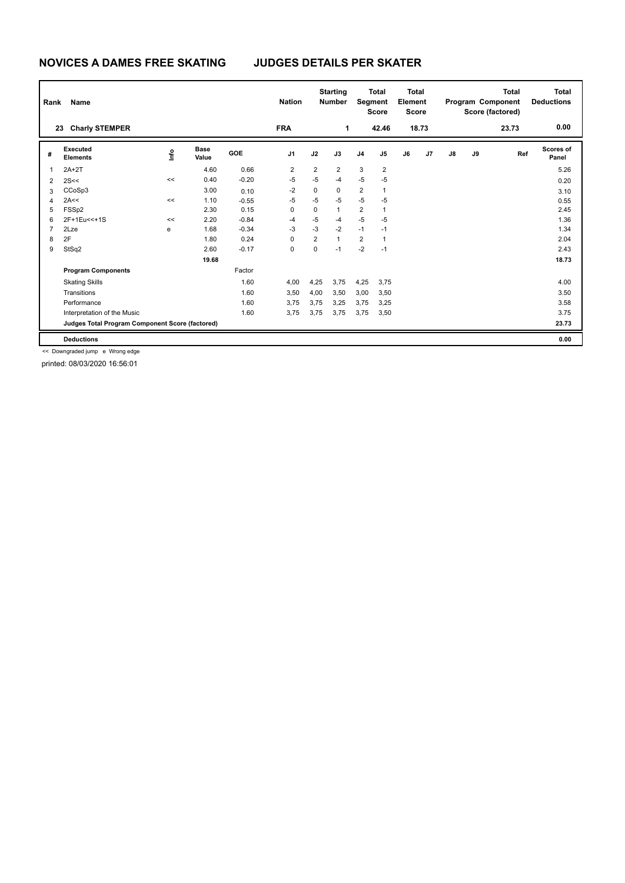# NOVICES A DAMES FREE SKATING JUDGES DETAILS PER SKATER

| Rank | Name | Nation | Starting Number | Total Segment Score | Total Element Score | Total Program Component Score (factored) | Total Deductions |
|---|---|---|---|---|---|---|---|
| 23 | Charly STEMPER | FRA | 1 | 42.46 | 18.73 | 23.73 | 0.00 |

| # | Executed Elements | Info | Base Value | GOE | J1 | J2 | J3 | J4 | J5 | J6 | J7 | J8 | J9 | Ref | Scores of Panel |
|---|---|---|---|---|---|---|---|---|---|---|---|---|---|---|---|
| 1 | 2A+2T | | 4.60 | 0.66 | 2 | 2 | 2 | 3 | 2 | | | | | | 5.26 |
| 2 | 2S<< | << | 0.40 | -0.20 | -5 | -5 | -4 | -5 | -5 | | | | | | 0.20 |
| 3 | CCoSp3 | | 3.00 | 0.10 | -2 | 0 | 0 | 2 | 1 | | | | | | 3.10 |
| 4 | 2A<< | << | 1.10 | -0.55 | -5 | -5 | -5 | -5 | -5 | | | | | | 0.55 |
| 5 | FSSp2 | | 2.30 | 0.15 | 0 | 0 | 1 | 2 | 1 | | | | | | 2.45 |
| 6 | 2F+1Eu<<+1S | << | 2.20 | -0.84 | -4 | -5 | -4 | -5 | -5 | | | | | | 1.36 |
| 7 | 2Lze | e | 1.68 | -0.34 | -3 | -3 | -2 | -1 | -1 | | | | | | 1.34 |
| 8 | 2F | | 1.80 | 0.24 | 0 | 2 | 1 | 2 | 1 | | | | | | 2.04 |
| 9 | StSq2 | | 2.60 | -0.17 | 0 | 0 | -1 | -2 | -1 | | | | | | 2.43 |
| | | | 19.68 | | | | | | | | | | | | 18.73 |
| | **Program Components** | | | Factor | | | | | | | | | | | |
| | Skating Skills | | | 1.60 | 4,00 | 4,25 | 3,75 | 4,25 | 3,75 | | | | | | 4.00 |
| | Transitions | | | 1.60 | 3,50 | 4,00 | 3,50 | 3,00 | 3,50 | | | | | | 3.50 |
| | Performance | | | 1.60 | 3,75 | 3,75 | 3,25 | 3,75 | 3,25 | | | | | | 3.58 |
| | Interpretation of the Music | | | 1.60 | 3,75 | 3,75 | 3,75 | 3,75 | 3,50 | | | | | | 3.75 |
| | **Judges Total Program Component Score (factored)** | | | | | | | | | | | | | | 23.73 |
| | **Deductions** | | | | | | | | | | | | | | 0.00 |

<< Downgraded jump e Wrong edge

printed: 08/03/2020 16:56:01